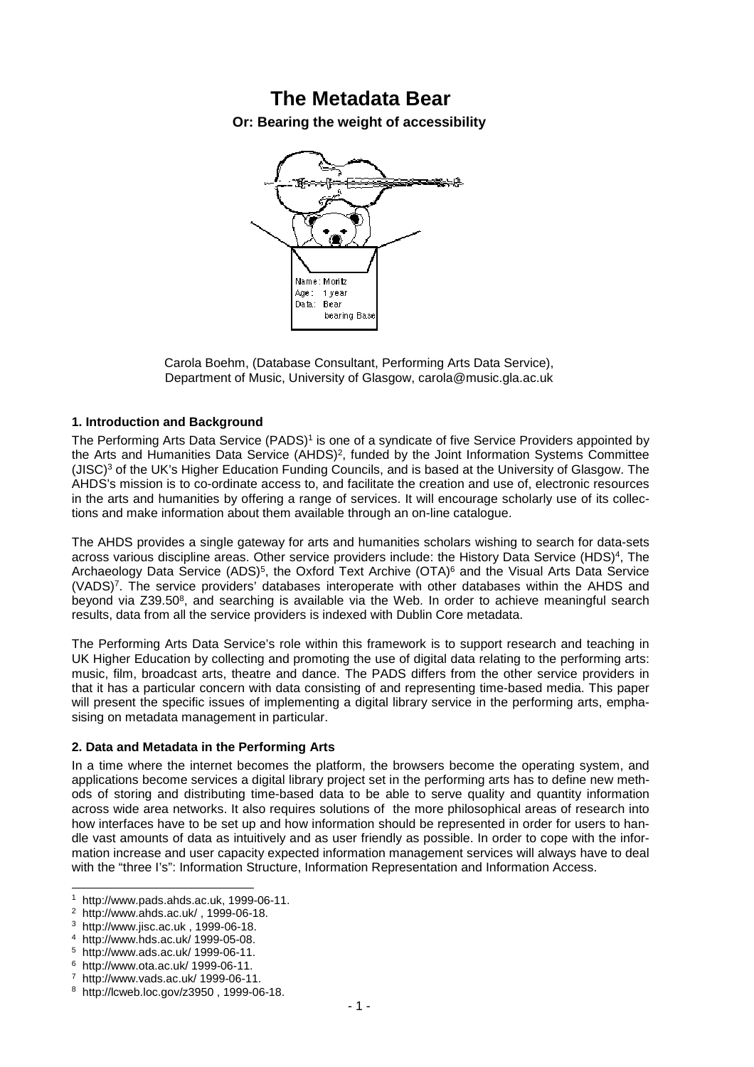# The Metadata Bear

**Or: Bearing the weight of accessibility**

Carola Boehm, (Database Consultant, Performing Arts Data Service), Department of Music, University of Glasgow, carola@music.gla.ac.uk

### 1. Introduction and Background

The Performing Arts Data Service (PADS)[1] is one of a syndicate of five Service Providers appointed by the Arts and Humanities Data Service (AHDS)[2], funded by the Joint Information Systems Committee (JISC)[3] of the UK's Higher Education Funding Councils, and is based at the University of Glasgow. The AHDS's mission is to co-ordinate access to, and facilitate the creation and use of, electronic resources in the arts and humanities by offering a range of services. It will encourage scholarly use of its collections and make information about them available through an on-line catalogue.

The AHDS provides a single gateway for arts and humanities scholars wishing to search for data-sets across various discipline areas. Other service providers include: the History Data Service (HDS)[4], The Archaeology Data Service (ADS)[5], the Oxford Text Archive (OTA)[6] and the Visual Arts Data Service (VADS)[7]. The service providers' databases interoperate with other databases within the AHDS and beyond via Z39.50[8], and searching is available via the Web. In order to achieve meaningful search results, data from all the service providers is indexed with Dublin Core metadata.

The Performing Arts Data Service's role within this framework is to support research and teaching in UK Higher Education by collecting and promoting the use of digital data relating to the performing arts: music, film, broadcast arts, theatre and dance. The PADS differs from the other service providers in that it has a particular concern with data consisting of and representing time-based media. This paper will present the specific issues of implementing a digital library service in the performing arts, emphasising on metadata management in particular.

### 2. Data and Metadata in the Performing Arts

In a time where the internet becomes the platform, the browsers become the operating system, and applications become services a digital library project set in the performing arts has to define new methods of storing and distributing time-based data to be able to serve quality and quantity information across wide area networks. It also requires solutions of the more philosophical areas of research into how interfaces have to be set up and how information should be represented in order for users to handle vast amounts of data as intuitively and as user friendly as possible. In order to cope with the information increase and user capacity expected information management services will always have to deal with the "three I's": Information Structure, Information Representation and Information Access.

---

[1] http://www.pads.ahds.ac.uk, 1999-06-11.
[2] http://www.ahds.ac.uk/ , 1999-06-18.
[3] http://www.jisc.ac.uk , 1999-06-18.
[4] http://www.hds.ac.uk/ 1999-05-08.
[5] http://www.ads.ac.uk/ 1999-06-11.
[6] http://www.ota.ac.uk/ 1999-06-11.
[7] http://www.vads.ac.uk/ 1999-06-11.
[8] http://lcweb.loc.gov/z3950 , 1999-06-18.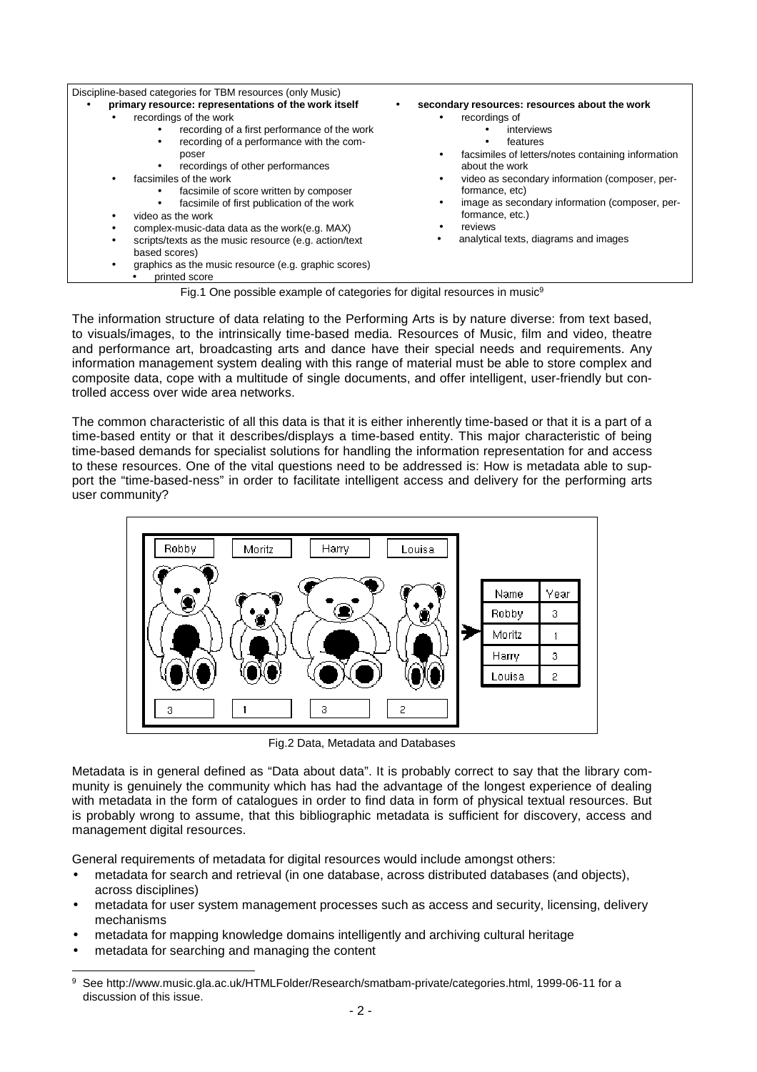Discipline-based categories for TBM resources (only Music)

- **primary resource: representations of the work itself**
  - recordings of the work
    - recording of a first performance of the work
    - recording of a performance with the composer
    - recordings of other performances
  - facsimiles of the work
    - facsimile of score written by composer
    - facsimile of first publication of the work
  - video as the work
  - complex-music-data data as the work(e.g. MAX)
  - scripts/texts as the music resource (e.g. action/text based scores)
  - graphics as the music resource (e.g. graphic scores)
  - printed score
- **secondary resources: resources about the work**
  - recordings of
    - interviews
    - features
  - facsimiles of letters/notes containing information about the work
  - video as secondary information (composer, performance, etc)
  - image as secondary information (composer, performance, etc.)
  - reviews
  - analytical texts, diagrams and images

Fig.1 One possible example of categories for digital resources in music[9]

The information structure of data relating to the Performing Arts is by nature diverse: from text based, to visuals/images, to the intrinsically time-based media. Resources of Music, film and video, theatre and performance art, broadcasting arts and dance have their special needs and requirements. Any information management system dealing with this range of material must be able to store complex and composite data, cope with a multitude of single documents, and offer intelligent, user-friendly but controlled access over wide area networks.

The common characteristic of all this data is that it is either inherently time-based or that it is a part of a time-based entity or that it describes/displays a time-based entity. This major characteristic of being time-based demands for specialist solutions for handling the information representation for and access to these resources. One of the vital questions need to be addressed is: How is metadata able to support the "time-based-ness" in order to facilitate intelligent access and delivery for the performing arts user community?

| Name | Year |
| --- | --- |
| Robby | 3 |
| Moritz | 1 |
| Harry | 3 |
| Louisa | 2 |

Fig.2 Data, Metadata and Databases

Metadata is in general defined as "Data about data". It is probably correct to say that the library community is genuinely the community which has had the advantage of the longest experience of dealing with metadata in the form of catalogues in order to find data in form of physical textual resources. But is probably wrong to assume, that this bibliographic metadata is sufficient for discovery, access and management digital resources.

General requirements of metadata for digital resources would include amongst others:

- metadata for search and retrieval (in one database, across distributed databases (and objects), across disciplines)
- metadata for user system management processes such as access and security, licensing, delivery mechanisms
- metadata for mapping knowledge domains intelligently and archiving cultural heritage
- metadata for searching and managing the content

[9] See http://www.music.gla.ac.uk/HTMLFolder/Research/smatbam-private/categories.html, 1999-06-11 for a discussion of this issue.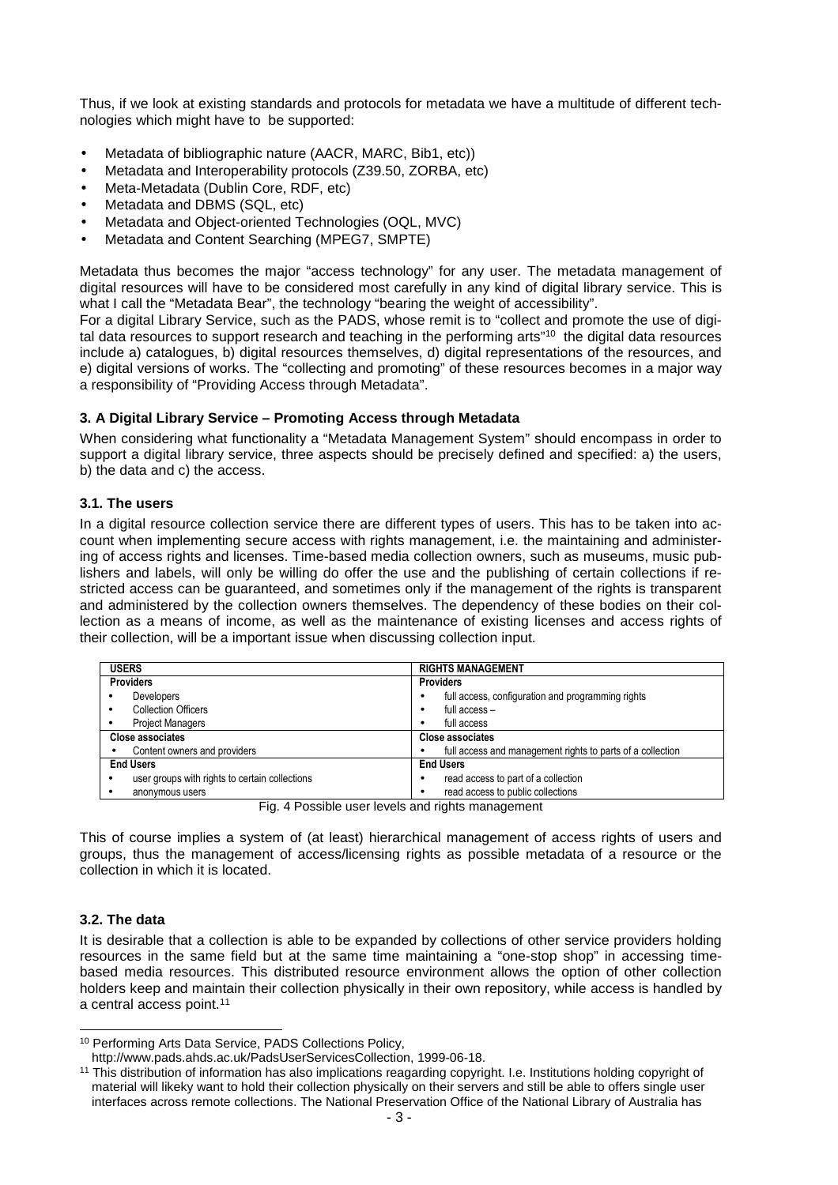Thus, if we look at existing standards and protocols for metadata we have a multitude of different technologies which might have to be supported:

- Metadata of bibliographic nature (AACR, MARC, Bib1, etc))
- Metadata and Interoperability protocols (Z39.50, ZORBA, etc)
- Meta-Metadata (Dublin Core, RDF, etc)
- Metadata and DBMS (SQL, etc)
- Metadata and Object-oriented Technologies (OQL, MVC)
- Metadata and Content Searching (MPEG7, SMPTE)

Metadata thus becomes the major "access technology" for any user. The metadata management of digital resources will have to be considered most carefully in any kind of digital library service. This is what I call the "Metadata Bear", the technology "bearing the weight of accessibility".

For a digital Library Service, such as the PADS, whose remit is to "collect and promote the use of digital data resources to support research and teaching in the performing arts"[10] the digital data resources include a) catalogues, b) digital resources themselves, d) digital representations of the resources, and e) digital versions of works. The "collecting and promoting" of these resources becomes in a major way a responsibility of "Providing Access through Metadata".

### 3. A Digital Library Service – Promoting Access through Metadata

When considering what functionality a "Metadata Management System" should encompass in order to support a digital library service, three aspects should be precisely defined and specified: a) the users, b) the data and c) the access.

#### 3.1. The users

In a digital resource collection service there are different types of users. This has to be taken into account when implementing secure access with rights management, i.e. the maintaining and administering of access rights and licenses. Time-based media collection owners, such as museums, music publishers and labels, will only be willing do offer the use and the publishing of certain collections if restricted access can be guaranteed, and sometimes only if the management of the rights is transparent and administered by the collection owners themselves. The dependency of these bodies on their collection as a means of income, as well as the maintenance of existing licenses and access rights of their collection, will be a important issue when discussing collection input.

| USERS | RIGHTS MANAGEMENT |
|---|---|
| **Providers** | **Providers** |
| • Developers | • full access, configuration and programming rights |
| • Collection Officers | • full access – |
| • Project Managers | • full access |
| **Close associates** | **Close associates** |
| • Content owners and providers | • full access and management rights to parts of a collection |
| **End Users** | **End Users** |
| • user groups with rights to certain collections | • read access to part of a collection |
| • anonymous users | • read access to public collections |

Fig. 4 Possible user levels and rights management

This of course implies a system of (at least) hierarchical management of access rights of users and groups, thus the management of access/licensing rights as possible metadata of a resource or the collection in which it is located.

#### 3.2. The data

It is desirable that a collection is able to be expanded by collections of other service providers holding resources in the same field but at the same time maintaining a "one-stop shop" in accessing time-based media resources. This distributed resource environment allows the option of other collection holders keep and maintain their collection physically in their own repository, while access is handled by a central access point.[11]

---

[10] Performing Arts Data Service, PADS Collections Policy, http://www.pads.ahds.ac.uk/PadsUserServicesCollection, 1999-06-18.

[11] This distribution of information has also implications reagarding copyright. I.e. Institutions holding copyright of material will likeky want to hold their collection physically on their servers and still be able to offers single user interfaces across remote collections. The National Preservation Office of the National Library of Australia has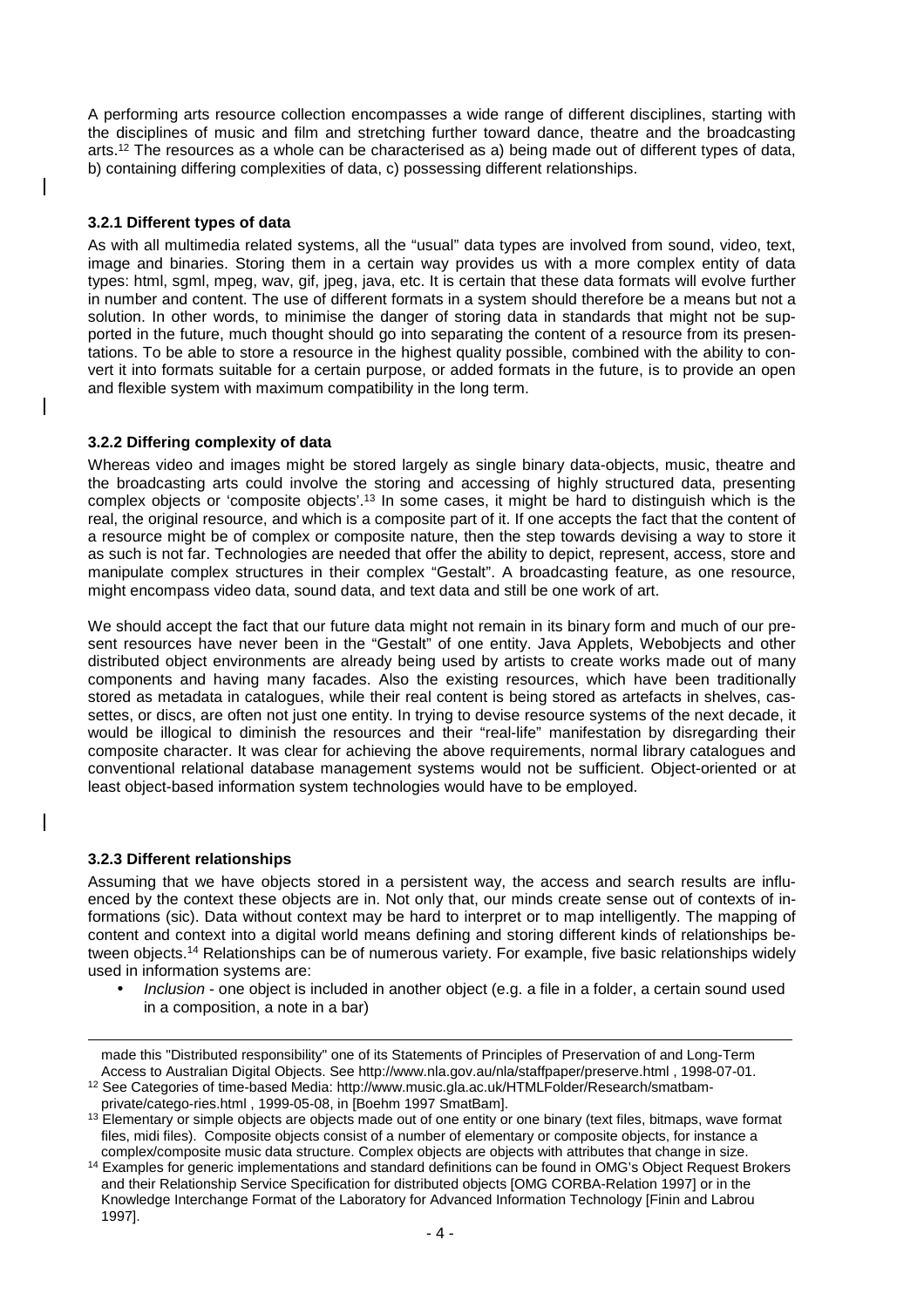A performing arts resource collection encompasses a wide range of different disciplines, starting with the disciplines of music and film and stretching further toward dance, theatre and the broadcasting arts.[12] The resources as a whole can be characterised as a) being made out of different types of data, b) containing differing complexities of data, c) possessing different relationships.

### 3.2.1 Different types of data

As with all multimedia related systems, all the "usual" data types are involved from sound, video, text, image and binaries. Storing them in a certain way provides us with a more complex entity of data types: html, sgml, mpeg, wav, gif, jpeg, java, etc. It is certain that these data formats will evolve further in number and content. The use of different formats in a system should therefore be a means but not a solution. In other words, to minimise the danger of storing data in standards that might not be supported in the future, much thought should go into separating the content of a resource from its presentations. To be able to store a resource in the highest quality possible, combined with the ability to convert it into formats suitable for a certain purpose, or added formats in the future, is to provide an open and flexible system with maximum compatibility in the long term.

### 3.2.2 Differing complexity of data

Whereas video and images might be stored largely as single binary data-objects, music, theatre and the broadcasting arts could involve the storing and accessing of highly structured data, presenting complex objects or 'composite objects'.[13] In some cases, it might be hard to distinguish which is the real, the original resource, and which is a composite part of it. If one accepts the fact that the content of a resource might be of complex or composite nature, then the step towards devising a way to store it as such is not far. Technologies are needed that offer the ability to depict, represent, access, store and manipulate complex structures in their complex "Gestalt". A broadcasting feature, as one resource, might encompass video data, sound data, and text data and still be one work of art.

We should accept the fact that our future data might not remain in its binary form and much of our present resources have never been in the "Gestalt" of one entity. Java Applets, Webobjects and other distributed object environments are already being used by artists to create works made out of many components and having many facades. Also the existing resources, which have been traditionally stored as metadata in catalogues, while their real content is being stored as artefacts in shelves, cassettes, or discs, are often not just one entity. In trying to devise resource systems of the next decade, it would be illogical to diminish the resources and their "real-life" manifestation by disregarding their composite character. It was clear for achieving the above requirements, normal library catalogues and conventional relational database management systems would not be sufficient. Object-oriented or at least object-based information system technologies would have to be employed.

### 3.2.3 Different relationships

Assuming that we have objects stored in a persistent way, the access and search results are influenced by the context these objects are in. Not only that, our minds create sense out of contexts of informations (sic). Data without context may be hard to interpret or to map intelligently. The mapping of content and context into a digital world means defining and storing different kinds of relationships between objects.[14] Relationships can be of numerous variety. For example, five basic relationships widely used in information systems are:

- *Inclusion* - one object is included in another object (e.g. a file in a folder, a certain sound used in a composition, a note in a bar)

---

made this "Distributed responsibility" one of its Statements of Principles of Preservation of and Long-Term Access to Australian Digital Objects. See http://www.nla.gov.au/nla/staffpaper/preserve.html , 1998-07-01.

[12] See Categories of time-based Media: http://www.music.gla.ac.uk/HTMLFolder/Research/smatbam-private/catego-ries.html , 1999-05-08, in [Boehm 1997 SmatBam].

[13] Elementary or simple objects are objects made out of one entity or one binary (text files, bitmaps, wave format files, midi files). Composite objects consist of a number of elementary or composite objects, for instance a complex/composite music data structure. Complex objects are objects with attributes that change in size.

[14] Examples for generic implementations and standard definitions can be found in OMG's Object Request Brokers and their Relationship Service Specification for distributed objects [OMG CORBA-Relation 1997] or in the Knowledge Interchange Format of the Laboratory for Advanced Information Technology [Finin and Labrou 1997].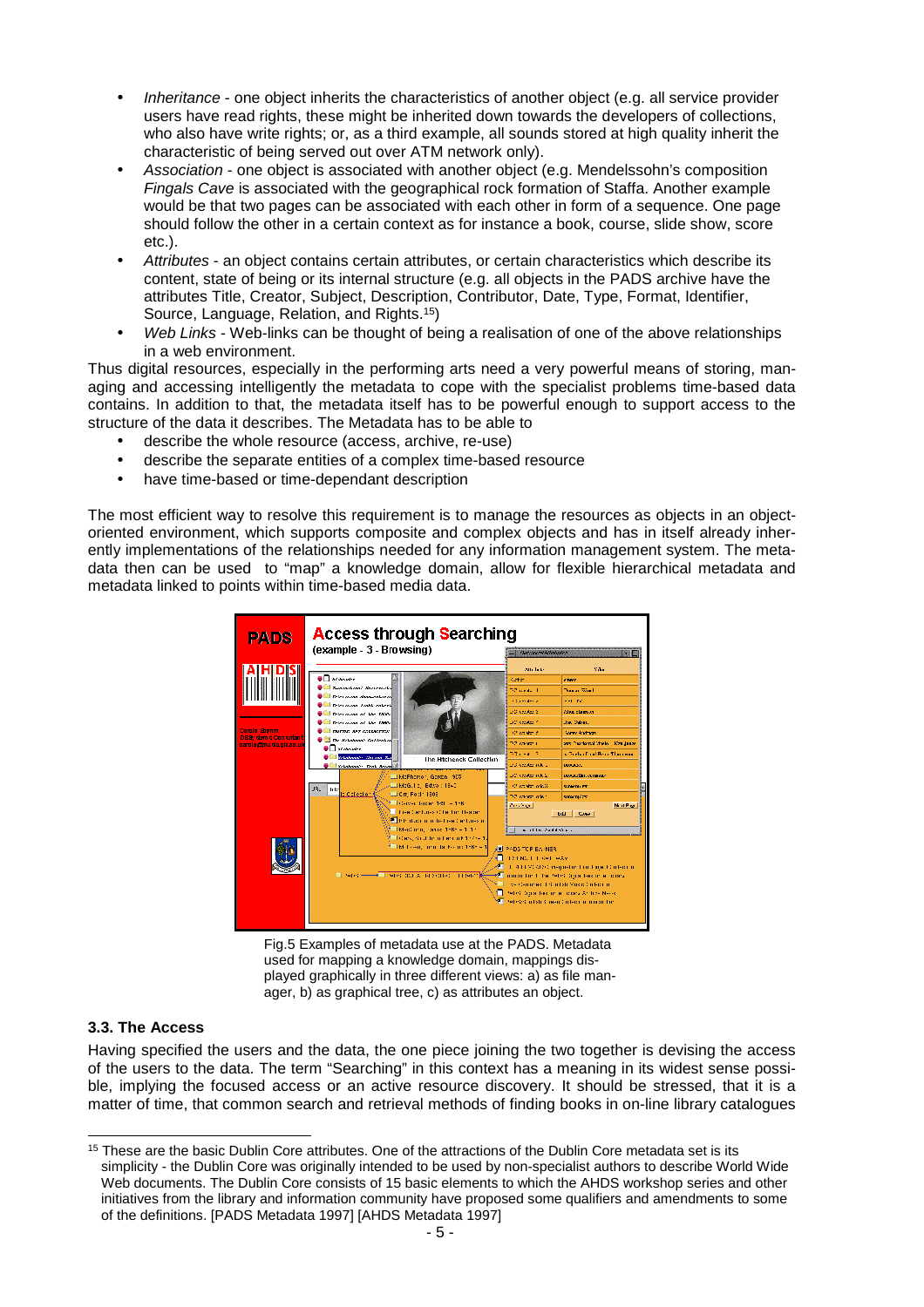- *Inheritance* - one object inherits the characteristics of another object (e.g. all service provider users have read rights, these might be inherited down towards the developers of collections, who also have write rights; or, as a third example, all sounds stored at high quality inherit the characteristic of being served out over ATM network only).
- *Association* - one object is associated with another object (e.g. Mendelssohn's composition *Fingals Cave* is associated with the geographical rock formation of Staffa. Another example would be that two pages can be associated with each other in form of a sequence. One page should follow the other in a certain context as for instance a book, course, slide show, score etc.).
- *Attributes* - an object contains certain attributes, or certain characteristics which describe its content, state of being or its internal structure (e.g. all objects in the PADS archive have the attributes Title, Creator, Subject, Description, Contributor, Date, Type, Format, Identifier, Source, Language, Relation, and Rights.[15])
- *Web Links* - Web-links can be thought of being a realisation of one of the above relationships in a web environment.

Thus digital resources, especially in the performing arts need a very powerful means of storing, managing and accessing intelligently the metadata to cope with the specialist problems time-based data contains. In addition to that, the metadata itself has to be powerful enough to support access to the structure of the data it describes. The Metadata has to be able to

- describe the whole resource (access, archive, re-use)
- describe the separate entities of a complex time-based resource
- have time-based or time-dependant description

The most efficient way to resolve this requirement is to manage the resources as objects in an object-oriented environment, which supports composite and complex objects and has in itself already inherently implementations of the relationships needed for any information management system. The metadata then can be used to "map" a knowledge domain, allow for flexible hierarchical metadata and metadata linked to points within time-based media data.

Fig.5 Examples of metadata use at the PADS. Metadata used for mapping a knowledge domain, mappings displayed graphically in three different views: a) as file manager, b) as graphical tree, c) as attributes an object.

### 3.3. The Access

Having specified the users and the data, the one piece joining the two together is devising the access of the users to the data. The term "Searching" in this context has a meaning in its widest sense possible, implying the focused access or an active resource discovery. It should be stressed, that it is a matter of time, that common search and retrieval methods of finding books in on-line library catalogues

[15] These are the basic Dublin Core attributes. One of the attractions of the Dublin Core metadata set is its simplicity - the Dublin Core was originally intended to be used by non-specialist authors to describe World Wide Web documents. The Dublin Core consists of 15 basic elements to which the AHDS workshop series and other initiatives from the library and information community have proposed some qualifiers and amendments to some of the definitions. [PADS Metadata 1997] [AHDS Metadata 1997]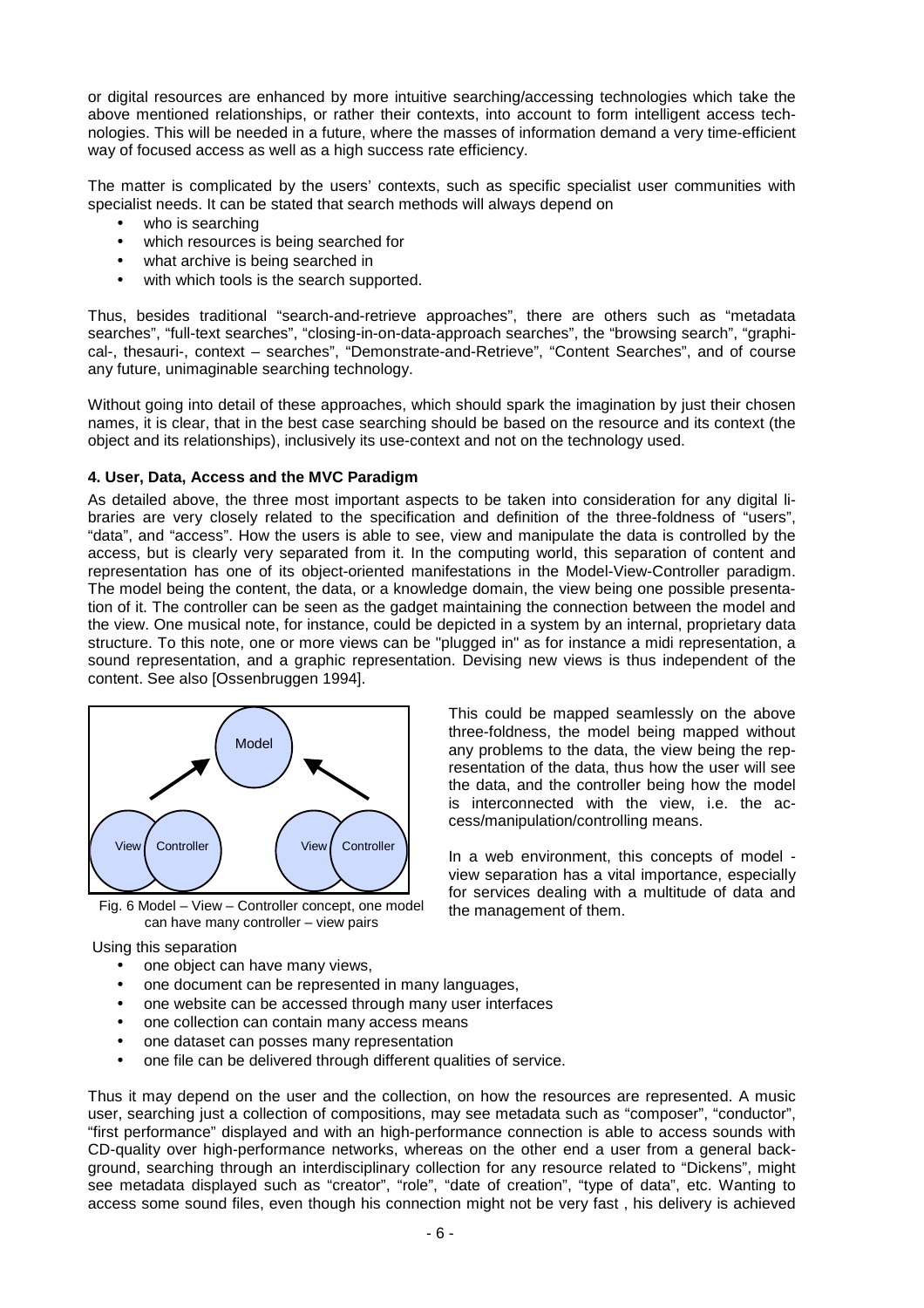or digital resources are enhanced by more intuitive searching/accessing technologies which take the above mentioned relationships, or rather their contexts, into account to form intelligent access technologies. This will be needed in a future, where the masses of information demand a very time-efficient way of focused access as well as a high success rate efficiency.

The matter is complicated by the users' contexts, such as specific specialist user communities with specialist needs. It can be stated that search methods will always depend on

- who is searching
- which resources is being searched for
- what archive is being searched in
- with which tools is the search supported.

Thus, besides traditional "search-and-retrieve approaches", there are others such as "metadata searches", "full-text searches", "closing-in-on-data-approach searches", the "browsing search", "graphical-, thesauri-, context – searches", "Demonstrate-and-Retrieve", "Content Searches", and of course any future, unimaginable searching technology.

Without going into detail of these approaches, which should spark the imagination by just their chosen names, it is clear, that in the best case searching should be based on the resource and its context (the object and its relationships), inclusively its use-context and not on the technology used.

**4. User, Data, Access and the MVC Paradigm**

As detailed above, the three most important aspects to be taken into consideration for any digital libraries are very closely related to the specification and definition of the three-foldness of "users", "data", and "access". How the users is able to see, view and manipulate the data is controlled by the access, but is clearly very separated from it. In the computing world, this separation of content and representation has one of its object-oriented manifestations in the Model-View-Controller paradigm. The model being the content, the data, or a knowledge domain, the view being one possible presentation of it. The controller can be seen as the gadget maintaining the connection between the model and the view. One musical note, for instance, could be depicted in a system by an internal, proprietary data structure. To this note, one or more views can be "plugged in" as for instance a midi representation, a sound representation, and a graphic representation. Devising new views is thus independent of the content. See also [Ossenbruggen 1994].

Model

View Controller View Controller

Fig. 6 Model – View – Controller concept, one model can have many controller – view pairs

This could be mapped seamlessly on the above three-foldness, the model being mapped without any problems to the data, the view being the representation of the data, thus how the user will see the data, and the controller being how the model is interconnected with the view, i.e. the access/manipulation/controlling means.

In a web environment, this concepts of model - view separation has a vital importance, especially for services dealing with a multitude of data and the management of them.

Using this separation

- one object can have many views,
- one document can be represented in many languages,
- one website can be accessed through many user interfaces
- one collection can contain many access means
- one dataset can posses many representation
- one file can be delivered through different qualities of service.

Thus it may depend on the user and the collection, on how the resources are represented. A music user, searching just a collection of compositions, may see metadata such as "composer", "conductor", "first performance" displayed and with an high-performance connection is able to access sounds with CD-quality over high-performance networks, whereas on the other end a user from a general background, searching through an interdisciplinary collection for any resource related to "Dickens", might see metadata displayed such as "creator", "role", "date of creation", "type of data", etc. Wanting to access some sound files, even though his connection might not be very fast , his delivery is achieved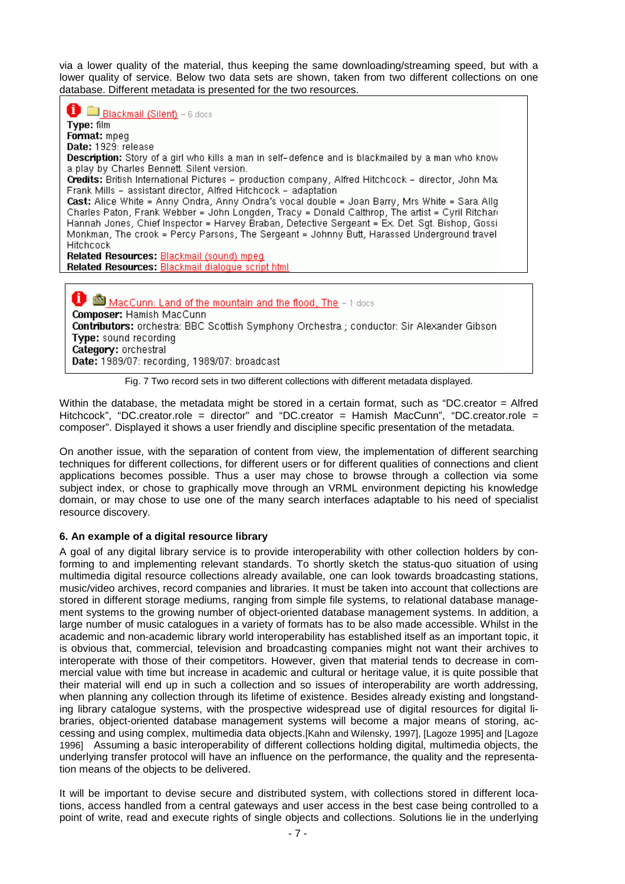via a lower quality of the material, thus keeping the same downloading/streaming speed, but with a lower quality of service. Below two data sets are shown, taken from two different collections on one database. Different metadata is presented for the two resources.

Blackmail (Silent) – 6 docs
**Type:** film
**Format:** mpeg
**Date:** 1929: release
**Description:** Story of a girl who kills a man in self-defence and is blackmailed by a man who know a play by Charles Bennett. Silent version.
**Credits:** British International Pictures – production company, Alfred Hitchcock – director, John Ma Frank Mills – assistant director, Alfred Hitchcock – adaptation
**Cast:** Alice White = Anny Ondra, Anny Ondra's vocal double = Joan Barry, Mrs White = Sara Allg Charles Paton, Frank Webber = John Longden, Tracy = Donald Calthrop, The artist = Cyril Ritchar Hannah Jones, Chief Inspector = Harvey Braban, Detective Sergeant = Ex. Det. Sgt. Bishop, Gossi Monkman, The crook = Percy Parsons, The Sergeant = Johnny Butt, Harassed Underground travel Hitchcock
**Related Resources:** Blackmail (sound) mpeg
**Related Resources:** Blackmail dialogue script html

MacCunn: Land of the mountain and the flood, The – 1 docs
**Composer:** Hamish MacCunn
**Contributors:** orchestra: BBC Scottish Symphony Orchestra ; conductor: Sir Alexander Gibson
**Type:** sound recording
**Category:** orchestral
**Date:** 1989/07: recording, 1989/07: broadcast

Fig. 7 Two record sets in two different collections with different metadata displayed.

Within the database, the metadata might be stored in a certain format, such as "DC.creator = Alfred Hitchcock", "DC.creator.role = director" and "DC.creator = Hamish MacCunn", "DC.creator.role = composer". Displayed it shows a user friendly and discipline specific presentation of the metadata.

On another issue, with the separation of content from view, the implementation of different searching techniques for different collections, for different users or for different qualities of connections and client applications becomes possible. Thus a user may chose to browse through a collection via some subject index, or chose to graphically move through an VRML environment depicting his knowledge domain, or may chose to use one of the many search interfaces adaptable to his need of specialist resource discovery.

### 6. An example of a digital resource library

A goal of any digital library service is to provide interoperability with other collection holders by conforming to and implementing relevant standards. To shortly sketch the status-quo situation of using multimedia digital resource collections already available, one can look towards broadcasting stations, music/video archives, record companies and libraries. It must be taken into account that collections are stored in different storage mediums, ranging from simple file systems, to relational database management systems to the growing number of object-oriented database management systems. In addition, a large number of music catalogues in a variety of formats has to be also made accessible. Whilst in the academic and non-academic library world interoperability has established itself as an important topic, it is obvious that, commercial, television and broadcasting companies might not want their archives to interoperate with those of their competitors. However, given that material tends to decrease in commercial value with time but increase in academic and cultural or heritage value, it is quite possible that their material will end up in such a collection and so issues of interoperability are worth addressing, when planning any collection through its lifetime of existence. Besides already existing and longstanding library catalogue systems, with the prospective widespread use of digital resources for digital libraries, object-oriented database management systems will become a major means of storing, accessing and using complex, multimedia data objects.[Kahn and Wilensky, 1997], [Lagoze 1995] and [Lagoze 1996] Assuming a basic interoperability of different collections holding digital, multimedia objects, the underlying transfer protocol will have an influence on the performance, the quality and the representation means of the objects to be delivered.

It will be important to devise secure and distributed system, with collections stored in different locations, access handled from a central gateways and user access in the best case being controlled to a point of write, read and execute rights of single objects and collections. Solutions lie in the underlying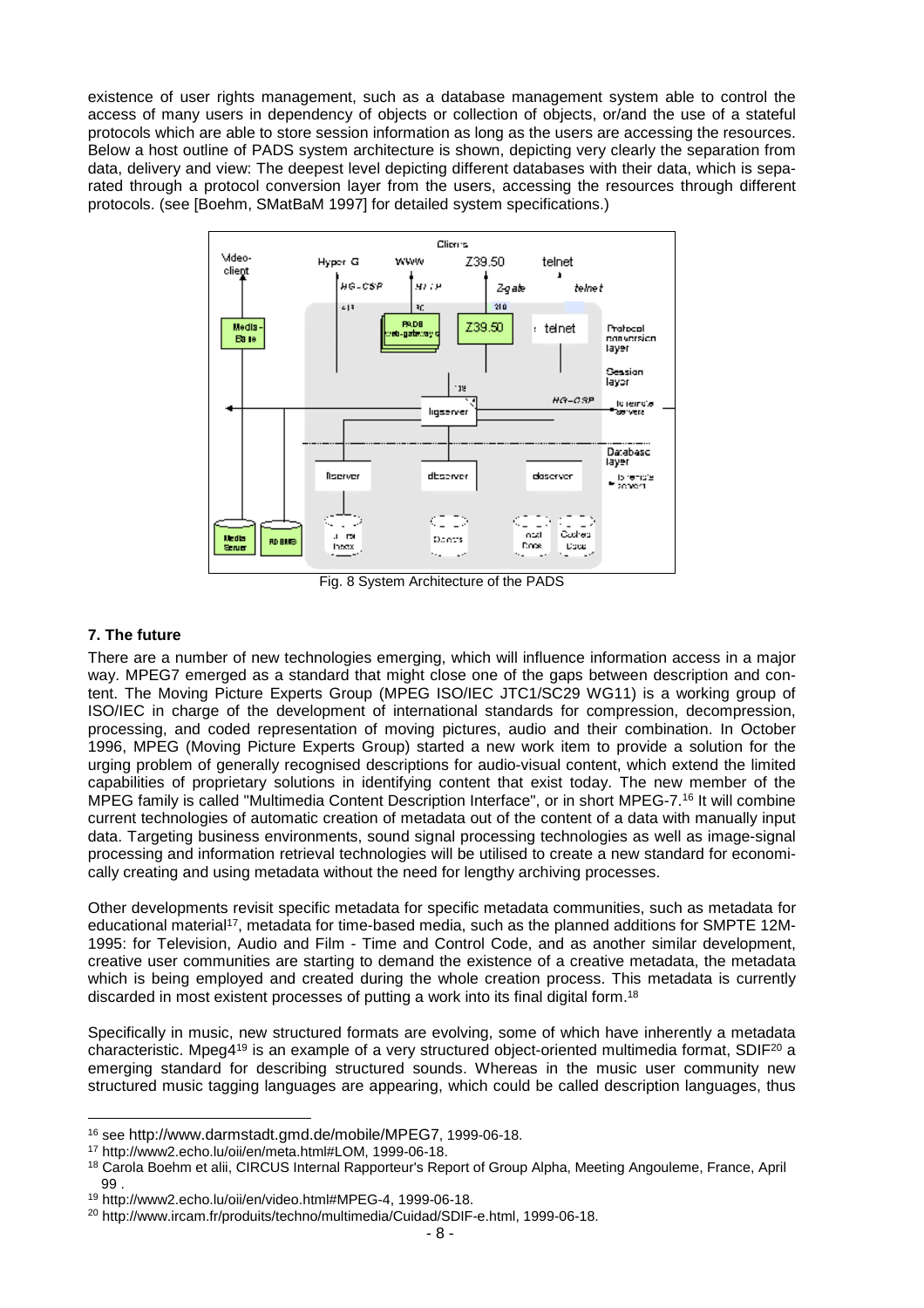existence of user rights management, such as a database management system able to control the access of many users in dependency of objects or collection of objects, or/and the use of a stateful protocols which are able to store session information as long as the users are accessing the resources. Below a host outline of PADS system architecture is shown, depicting very clearly the separation from data, delivery and view: The deepest level depicting different databases with their data, which is separated through a protocol conversion layer from the users, accessing the resources through different protocols. (see [Boehm, SMatBaM 1997] for detailed system specifications.)

Fig. 8 System Architecture of the PADS

**7. The future**

There are a number of new technologies emerging, which will influence information access in a major way. MPEG7 emerged as a standard that might close one of the gaps between description and content. The Moving Picture Experts Group (MPEG ISO/IEC JTC1/SC29 WG11) is a working group of ISO/IEC in charge of the development of international standards for compression, decompression, processing, and coded representation of moving pictures, audio and their combination. In October 1996, MPEG (Moving Picture Experts Group) started a new work item to provide a solution for the urging problem of generally recognised descriptions for audio-visual content, which extend the limited capabilities of proprietary solutions in identifying content that exist today. The new member of the MPEG family is called "Multimedia Content Description Interface", or in short MPEG-7.[16] It will combine current technologies of automatic creation of metadata out of the content of a data with manually input data. Targeting business environments, sound signal processing technologies as well as image-signal processing and information retrieval technologies will be utilised to create a new standard for economically creating and using metadata without the need for lengthy archiving processes.

Other developments revisit specific metadata for specific metadata communities, such as metadata for educational material[17], metadata for time-based media, such as the planned additions for SMPTE 12M-1995: for Television, Audio and Film - Time and Control Code, and as another similar development, creative user communities are starting to demand the existence of a creative metadata, the metadata which is being employed and created during the whole creation process. This metadata is currently discarded in most existent processes of putting a work into its final digital form.[18]

Specifically in music, new structured formats are evolving, some of which have inherently a metadata characteristic. Mpeg4[19] is an example of a very structured object-oriented multimedia format, SDIF[20] a emerging standard for describing structured sounds. Whereas in the music user community new structured music tagging languages are appearing, which could be called description languages, thus

[16] see http://www.darmstadt.gmd.de/mobile/MPEG7, 1999-06-18.

[17] http://www2.echo.lu/oii/en/meta.html#LOM, 1999-06-18.

[18] Carola Boehm et alii, CIRCUS Internal Rapporteur's Report of Group Alpha, Meeting Angouleme, France, April 99 .

[19] http://www2.echo.lu/oii/en/video.html#MPEG-4, 1999-06-18.

[20] http://www.ircam.fr/produits/techno/multimedia/Cuidad/SDIF-e.html, 1999-06-18.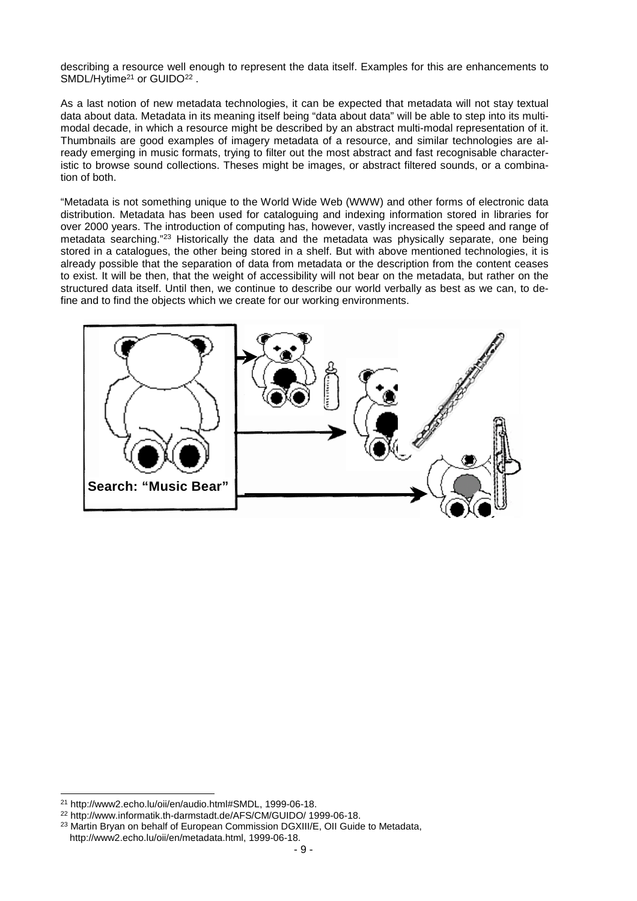describing a resource well enough to represent the data itself. Examples for this are enhancements to SMDL/Hytime[21] or GUIDO[22] .

As a last notion of new metadata technologies, it can be expected that metadata will not stay textual data about data. Metadata in its meaning itself being "data about data" will be able to step into its multi-modal decade, in which a resource might be described by an abstract multi-modal representation of it. Thumbnails are good examples of imagery metadata of a resource, and similar technologies are already emerging in music formats, trying to filter out the most abstract and fast recognisable characteristic to browse sound collections. Theses might be images, or abstract filtered sounds, or a combination of both.

"Metadata is not something unique to the World Wide Web (WWW) and other forms of electronic data distribution. Metadata has been used for cataloguing and indexing information stored in libraries for over 2000 years. The introduction of computing has, however, vastly increased the speed and range of metadata searching."[23] Historically the data and the metadata was physically separate, one being stored in a catalogues, the other being stored in a shelf. But with above mentioned technologies, it is already possible that the separation of data from metadata or the description from the content ceases to exist. It will be then, that the weight of accessibility will not bear on the metadata, but rather on the structured data itself. Until then, we continue to describe our world verbally as best as we can, to define and to find the objects which we create for our working environments.

Search: "Music Bear"

---

[21] http://www2.echo.lu/oii/en/audio.html#SMDL, 1999-06-18.

[22] http://www.informatik.th-darmstadt.de/AFS/CM/GUIDO/ 1999-06-18.

[23] Martin Bryan on behalf of European Commission DGXIII/E, OII Guide to Metadata, http://www2.echo.lu/oii/en/metadata.html, 1999-06-18.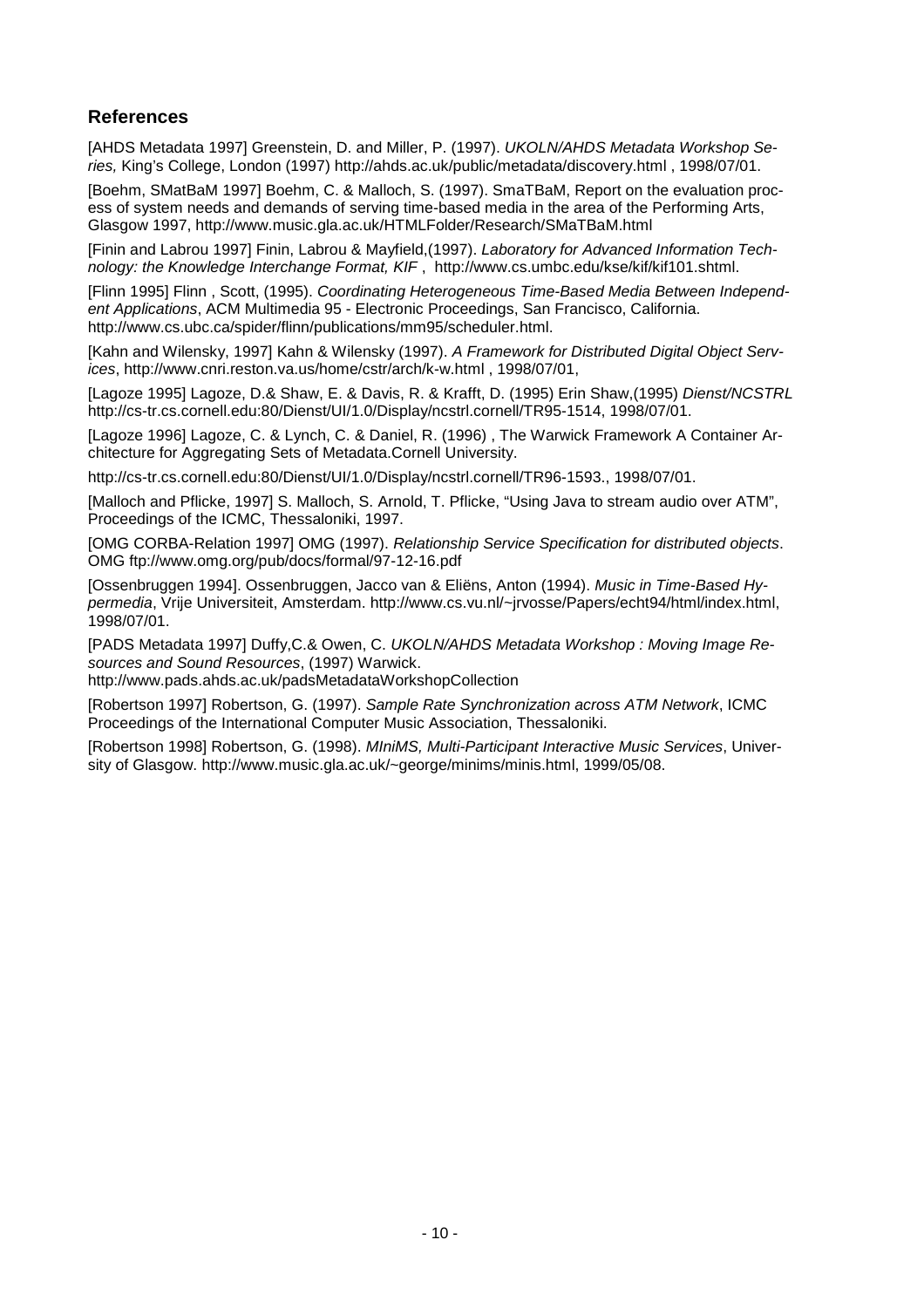## References

[AHDS Metadata 1997] Greenstein, D. and Miller, P. (1997). *UKOLN/AHDS Metadata Workshop Series,* King's College, London (1997) http://ahds.ac.uk/public/metadata/discovery.html , 1998/07/01.

[Boehm, SMatBaM 1997] Boehm, C. & Malloch, S. (1997). SmaTBaM, Report on the evaluation process of system needs and demands of serving time-based media in the area of the Performing Arts, Glasgow 1997, http://www.music.gla.ac.uk/HTMLFolder/Research/SMaTBaM.html

[Finin and Labrou 1997] Finin, Labrou & Mayfield,(1997). *Laboratory for Advanced Information Technology: the Knowledge Interchange Format, KIF* , http://www.cs.umbc.edu/kse/kif/kif101.shtml.

[Flinn 1995] Flinn , Scott, (1995). *Coordinating Heterogeneous Time-Based Media Between Independent Applications*, ACM Multimedia 95 - Electronic Proceedings, San Francisco, California. http://www.cs.ubc.ca/spider/flinn/publications/mm95/scheduler.html.

[Kahn and Wilensky, 1997] Kahn & Wilensky (1997). *A Framework for Distributed Digital Object Services*, http://www.cnri.reston.va.us/home/cstr/arch/k-w.html , 1998/07/01,

[Lagoze 1995] Lagoze, D.& Shaw, E. & Davis, R. & Krafft, D. (1995) Erin Shaw,(1995) *Dienst/NCSTRL* http://cs-tr.cs.cornell.edu:80/Dienst/UI/1.0/Display/ncstrl.cornell/TR95-1514, 1998/07/01.

[Lagoze 1996] Lagoze, C. & Lynch, C. & Daniel, R. (1996) , The Warwick Framework A Container Architecture for Aggregating Sets of Metadata.Cornell University.

http://cs-tr.cs.cornell.edu:80/Dienst/UI/1.0/Display/ncstrl.cornell/TR96-1593., 1998/07/01.

[Malloch and Pflicke, 1997] S. Malloch, S. Arnold, T. Pflicke, "Using Java to stream audio over ATM", Proceedings of the ICMC, Thessaloniki, 1997.

[OMG CORBA-Relation 1997] OMG (1997). *Relationship Service Specification for distributed objects*. OMG ftp://www.omg.org/pub/docs/formal/97-12-16.pdf

[Ossenbruggen 1994]. Ossenbruggen, Jacco van & Eliëns, Anton (1994). *Music in Time-Based Hypermedia*, Vrije Universiteit, Amsterdam. http://www.cs.vu.nl/~jrvosse/Papers/echt94/html/index.html, 1998/07/01.

[PADS Metadata 1997] Duffy,C.& Owen, C. *UKOLN/AHDS Metadata Workshop : Moving Image Resources and Sound Resources*, (1997) Warwick.
http://www.pads.ahds.ac.uk/padsMetadataWorkshopCollection

[Robertson 1997] Robertson, G. (1997). *Sample Rate Synchronization across ATM Network*, ICMC Proceedings of the International Computer Music Association, Thessaloniki.

[Robertson 1998] Robertson, G. (1998). *MIniMS, Multi-Participant Interactive Music Services*, University of Glasgow. http://www.music.gla.ac.uk/~george/minims/minis.html, 1999/05/08.